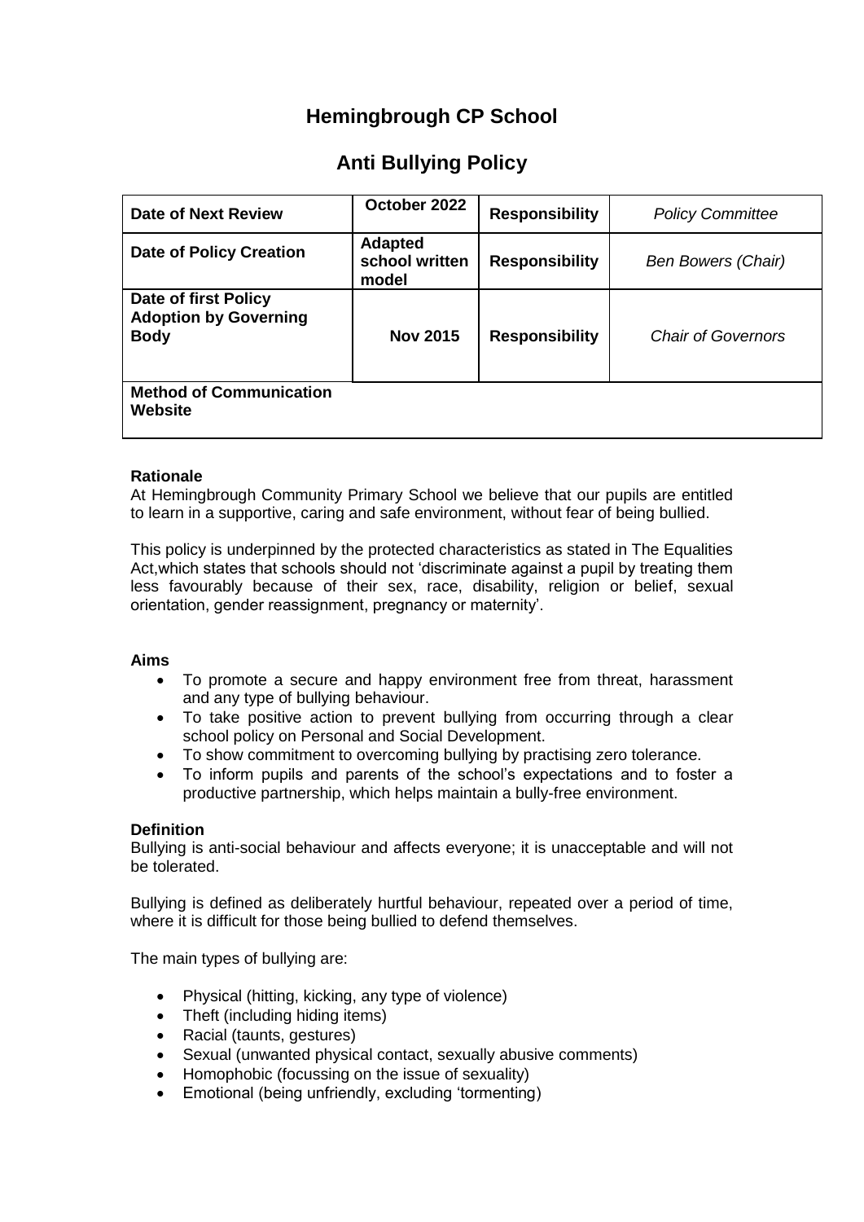# Hemingbrough CP School

## Anti Bullying Policy

| Date of Next Review | October 2022 | Responsibility | *Policy Committee* |
|---|---|---|---|
| **Date of Policy Creation** | **Adapted school written model** | **Responsibility** | *Ben Bowers (Chair)* |
| **Date of first Policy Adoption by Governing Body** | **Nov 2015** | **Responsibility** | *Chair of Governors* |
| **Method of Communication Website** | | | |

**Rationale**

At Hemingbrough Community Primary School we believe that our pupils are entitled to learn in a supportive, caring and safe environment, without fear of being bullied.

This policy is underpinned by the protected characteristics as stated in The Equalities Act,which states that schools should not 'discriminate against a pupil by treating them less favourably because of their sex, race, disability, religion or belief, sexual orientation, gender reassignment, pregnancy or maternity'.

**Aims**

- To promote a secure and happy environment free from threat, harassment and any type of bullying behaviour.
- To take positive action to prevent bullying from occurring through a clear school policy on Personal and Social Development.
- To show commitment to overcoming bullying by practising zero tolerance.
- To inform pupils and parents of the school's expectations and to foster a productive partnership, which helps maintain a bully-free environment.

**Definition**

Bullying is anti-social behaviour and affects everyone; it is unacceptable and will not be tolerated.

Bullying is defined as deliberately hurtful behaviour, repeated over a period of time, where it is difficult for those being bullied to defend themselves.

The main types of bullying are:

- Physical (hitting, kicking, any type of violence)
- Theft (including hiding items)
- Racial (taunts, gestures)
- Sexual (unwanted physical contact, sexually abusive comments)
- Homophobic (focussing on the issue of sexuality)
- Emotional (being unfriendly, excluding 'tormenting)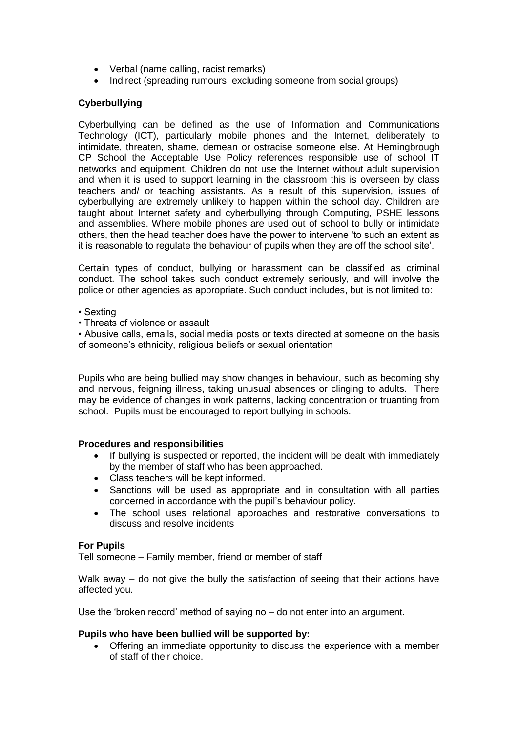- Verbal (name calling, racist remarks)
- Indirect (spreading rumours, excluding someone from social groups)

**Cyberbullying**

Cyberbullying can be defined as the use of Information and Communications Technology (ICT), particularly mobile phones and the Internet, deliberately to intimidate, threaten, shame, demean or ostracise someone else. At Hemingbrough CP School the Acceptable Use Policy references responsible use of school IT networks and equipment. Children do not use the Internet without adult supervision and when it is used to support learning in the classroom this is overseen by class teachers and/ or teaching assistants. As a result of this supervision, issues of cyberbullying are extremely unlikely to happen within the school day. Children are taught about Internet safety and cyberbullying through Computing, PSHE lessons and assemblies. Where mobile phones are used out of school to bully or intimidate others, then the head teacher does have the power to intervene 'to such an extent as it is reasonable to regulate the behaviour of pupils when they are off the school site'.

Certain types of conduct, bullying or harassment can be classified as criminal conduct. The school takes such conduct extremely seriously, and will involve the police or other agencies as appropriate. Such conduct includes, but is not limited to:

- Sexting
- Threats of violence or assault
- Abusive calls, emails, social media posts or texts directed at someone on the basis of someone's ethnicity, religious beliefs or sexual orientation

Pupils who are being bullied may show changes in behaviour, such as becoming shy and nervous, feigning illness, taking unusual absences or clinging to adults. There may be evidence of changes in work patterns, lacking concentration or truanting from school. Pupils must be encouraged to report bullying in schools.

**Procedures and responsibilities**

- If bullying is suspected or reported, the incident will be dealt with immediately by the member of staff who has been approached.
- Class teachers will be kept informed.
- Sanctions will be used as appropriate and in consultation with all parties concerned in accordance with the pupil's behaviour policy.
- The school uses relational approaches and restorative conversations to discuss and resolve incidents

**For Pupils**

Tell someone – Family member, friend or member of staff

Walk away – do not give the bully the satisfaction of seeing that their actions have affected you.

Use the 'broken record' method of saying no – do not enter into an argument.

**Pupils who have been bullied will be supported by:**

- Offering an immediate opportunity to discuss the experience with a member of staff of their choice.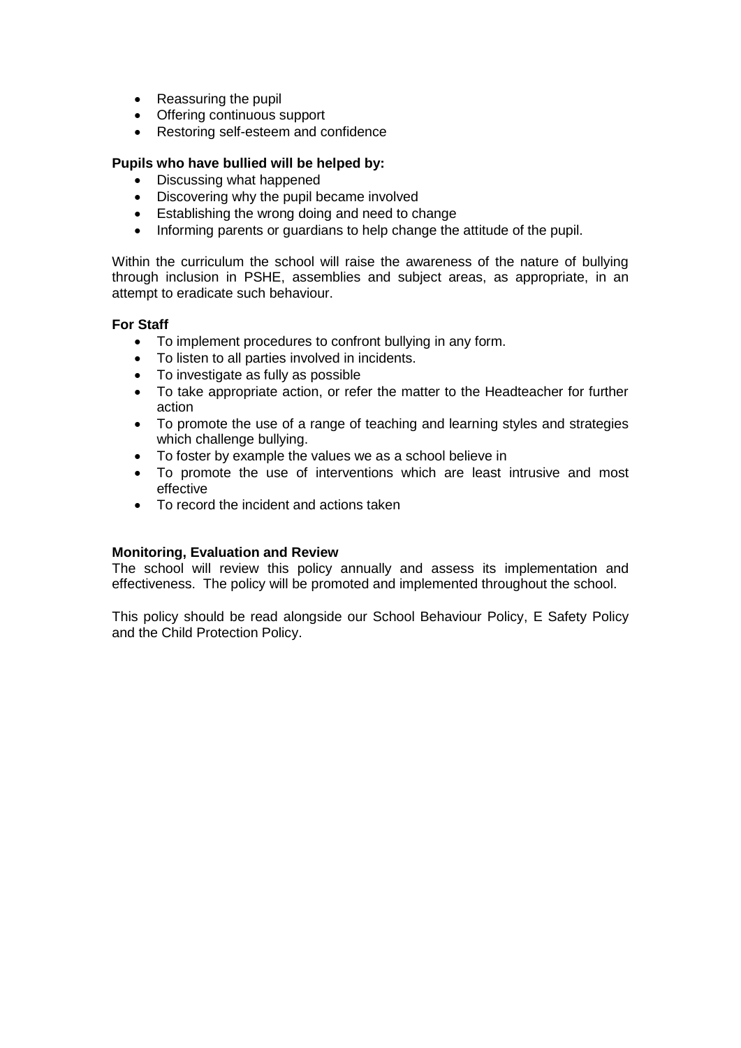- Reassuring the pupil
- Offering continuous support
- Restoring self-esteem and confidence

**Pupils who have bullied will be helped by:**

- Discussing what happened
- Discovering why the pupil became involved
- Establishing the wrong doing and need to change
- Informing parents or guardians to help change the attitude of the pupil.

Within the curriculum the school will raise the awareness of the nature of bullying through inclusion in PSHE, assemblies and subject areas, as appropriate, in an attempt to eradicate such behaviour.

**For Staff**

- To implement procedures to confront bullying in any form.
- To listen to all parties involved in incidents.
- To investigate as fully as possible
- To take appropriate action, or refer the matter to the Headteacher for further action
- To promote the use of a range of teaching and learning styles and strategies which challenge bullying.
- To foster by example the values we as a school believe in
- To promote the use of interventions which are least intrusive and most effective
- To record the incident and actions taken

**Monitoring, Evaluation and Review**

The school will review this policy annually and assess its implementation and effectiveness. The policy will be promoted and implemented throughout the school.

This policy should be read alongside our School Behaviour Policy, E Safety Policy and the Child Protection Policy.